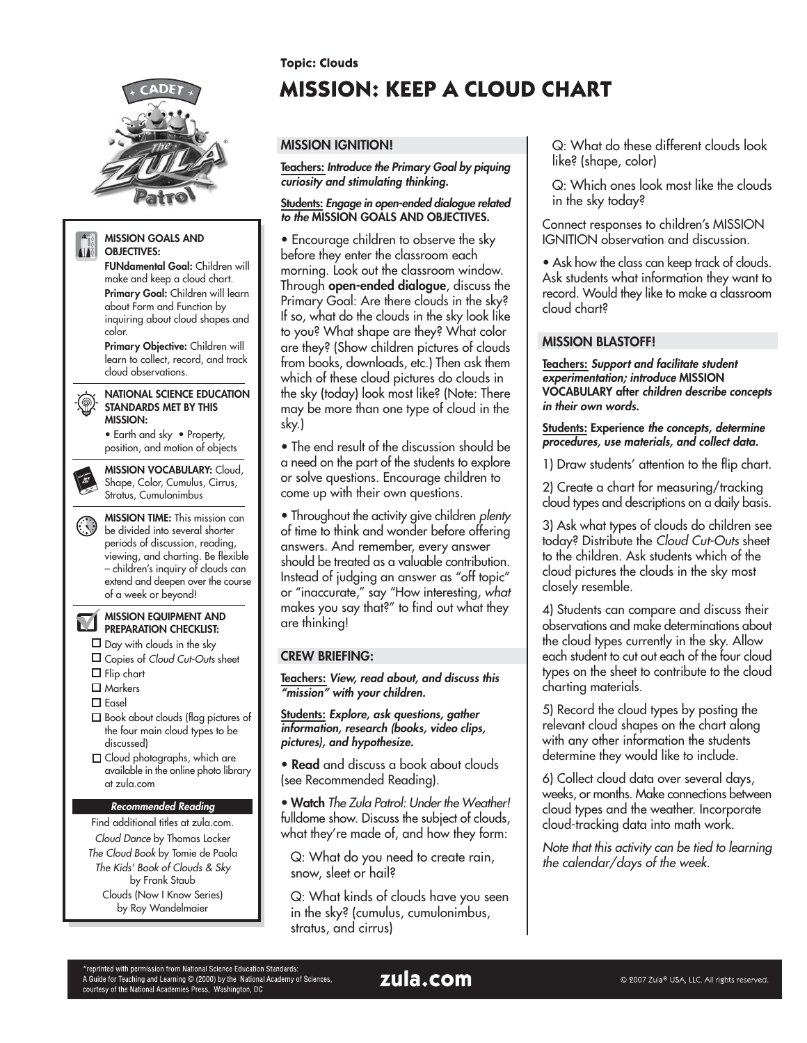Topic: Clouds

# MISSION: KEEP A CLOUD CHART

**MISSION GOALS AND OBJECTIVES:**

**FUNdamental Goal:** Children will make and keep a cloud chart.

**Primary Goal:** Children will learn about Form and Function by inquiring about cloud shapes and color.

**Primary Objective:** Children will learn to collect, record, and track cloud observations.

**NATIONAL SCIENCE EDUCATION STANDARDS MET BY THIS MISSION:**

- Earth and sky
- Property, position, and motion of objects

**MISSION VOCABULARY:** Cloud, Shape, Color, Cumulus, Cirrus, Stratus, Cumulonimbus

**MISSION TIME:** This mission can be divided into several shorter periods of discussion, reading, viewing, and charting. Be flexible – children's inquiry of clouds can extend and deepen over the course of a week or beyond!

**MISSION EQUIPMENT AND PREPARATION CHECKLIST:**

- ☐ Day with clouds in the sky
- ☐ Copies of *Cloud Cut-Outs* sheet
- ☐ Flip chart
- ☐ Markers
- ☐ Easel
- ☐ Book about clouds (flag pictures of the four main cloud types to be discussed)
- ☐ Cloud photographs, which are available in the online photo library at zula.com

***Recommended Reading***

Find additional titles at zula.com.

*Cloud Dance* by Thomas Locker

*The Cloud Book* by Tomie de Paola

*The Kids' Book of Clouds & Sky* by Frank Staub

Clouds (Now I Know Series) by Roy Wandelmaier

## MISSION IGNITION!

**Teachers:** ***Introduce the Primary Goal by piquing curiosity and stimulating thinking.***

**Students:** ***Engage in open-ended dialogue related to the* MISSION GOALS AND OBJECTIVES.**

- Encourage children to observe the sky before they enter the classroom each morning. Look out the classroom window. Through **open-ended dialogue**, discuss the Primary Goal: Are there clouds in the sky? If so, what do the clouds in the sky look like to you? What shape are they? What color are they? (Show children pictures of clouds from books, downloads, etc.) Then ask them which of these cloud pictures do clouds in the sky (today) look most like? (Note: There may be more than one type of cloud in the sky.)
- The end result of the discussion should be a need on the part of the students to explore or solve questions. Encourage children to come up with their own questions.
- Throughout the activity give children *plenty* of time to think and wonder before offering answers. And remember, every answer should be treated as a valuable contribution. Instead of judging an answer as "off topic" or "inaccurate," say "How interesting, *what* makes you say that?" to find out what they are thinking!

## CREW BRIEFING:

**Teachers:** ***View, read about, and discuss this "mission" with your children.***

**Students:** ***Explore, ask questions, gather information, research (books, video clips, pictures), and hypothesize.***

- **Read** and discuss a book about clouds (see Recommended Reading).
- **Watch** *The Zula Patrol: Under the Weather!* fulldome show. Discuss the subject of clouds, what they're made of, and how they form:

  Q: What do you need to create rain, snow, sleet or hail?

  Q: What kinds of clouds have you seen in the sky? (cumulus, cumulonimbus, stratus, and cirrus)

  Q: What do these different clouds look like? (shape, color)

  Q: Which ones look most like the clouds in the sky today?

Connect responses to children's MISSION IGNITION observation and discussion.

- Ask how the class can keep track of clouds. Ask students what information they want to record. Would they like to make a classroom cloud chart?

## MISSION BLASTOFF!

**Teachers:** ***Support and facilitate student experimentation; introduce* MISSION VOCABULARY *after children describe concepts in their own words.***

**Students:** **Experience** ***the concepts, determine procedures, use materials, and collect data.***

1) Draw students' attention to the flip chart.

2) Create a chart for measuring/tracking cloud types and descriptions on a daily basis.

3) Ask what types of clouds do children see today? Distribute the *Cloud Cut-Outs* sheet to the children. Ask students which of the cloud pictures the clouds in the sky most closely resemble.

4) Students can compare and discuss their observations and make determinations about the cloud types currently in the sky. Allow each student to cut out each of the four cloud types on the sheet to contribute to the cloud charting materials.

5) Record the cloud types by posting the relevant cloud shapes on the chart along with any other information the students determine they would like to include.

6) Collect cloud data over several days, weeks, or months. Make connections between cloud types and the weather. Incorporate cloud-tracking data into math work.

*Note that this activity can be tied to learning the calendar/days of the week.*

*reprinted with permission from National Science Education Standards: A Guide for Teaching and Learning © (2000) by the National Academy of Sciences, courtesy of the National Academies Press, Washington, DC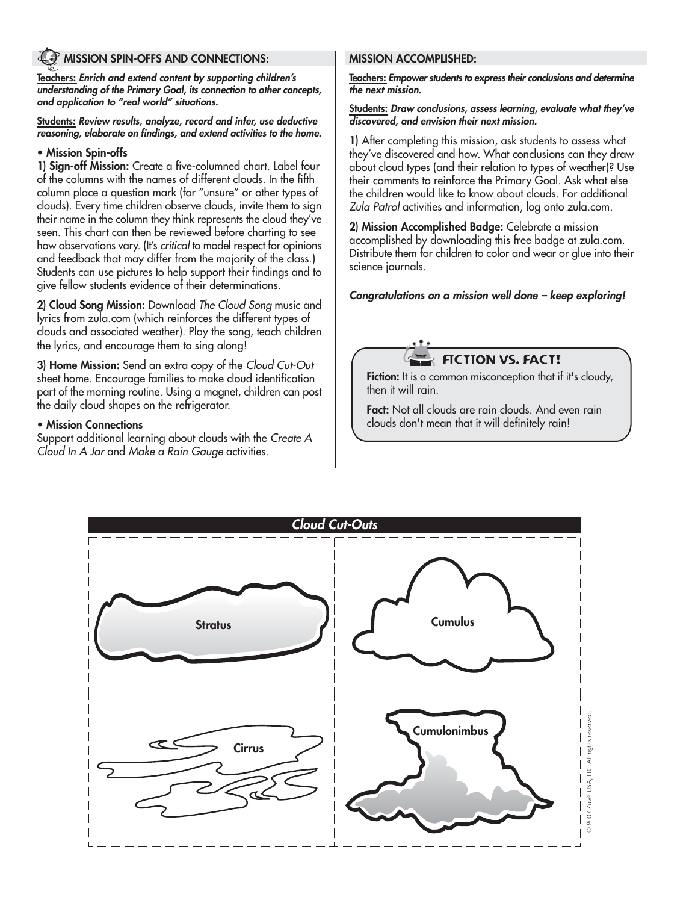## MISSION SPIN-OFFS AND CONNECTIONS:

**Teachers:** ***Enrich and extend content by supporting children's understanding of the Primary Goal, its connection to other concepts, and application to "real world" situations.***

**Students:** ***Review results, analyze, record and infer, use deductive reasoning, elaborate on findings, and extend activities to the home.***

**• Mission Spin-offs**

**1) Sign-off Mission:** Create a five-columned chart. Label four of the columns with the names of different clouds. In the fifth column place a question mark (for "unsure" or other types of clouds). Every time children observe clouds, invite them to sign their name in the column they think represents the cloud they've seen. This chart can then be reviewed before charting to see how observations vary. (It's *critical* to model respect for opinions and feedback that may differ from the majority of the class.) Students can use pictures to help support their findings and to give fellow students evidence of their determinations.

**2) Cloud Song Mission:** Download *The Cloud Song* music and lyrics from zula.com (which reinforces the different types of clouds and associated weather). Play the song, teach children the lyrics, and encourage them to sing along!

**3) Home Mission:** Send an extra copy of the *Cloud Cut-Out* sheet home. Encourage families to make cloud identification part of the morning routine. Using a magnet, children can post the daily cloud shapes on the refrigerator.

**• Mission Connections**

Support additional learning about clouds with the *Create A Cloud In A Jar* and *Make a Rain Gauge* activities.

## MISSION ACCOMPLISHED:

**Teachers:** ***Empower students to express their conclusions and determine the next mission.***

**Students:** ***Draw conclusions, assess learning, evaluate what they've discovered, and envision their next mission.***

**1)** After completing this mission, ask students to assess what they've discovered and how. What conclusions can they draw about cloud types (and their relation to types of weather)? Use their comments to reinforce the Primary Goal. Ask what else the children would like to know about clouds. For additional *Zula Patrol* activities and information, log onto zula.com.

**2) Mission Accomplished Badge:** Celebrate a mission accomplished by downloading this free badge at zula.com. Distribute them for children to color and wear or glue into their science journals.

***Congratulations on a mission well done – keep exploring!***

### FICTION VS. FACT!

**Fiction:** It is a common misconception that if it's cloudy, then it will rain.

**Fact:** Not all clouds are rain clouds. And even rain clouds don't mean that it will definitely rain!

## *Cloud Cut-Outs*

Stratus

Cumulus

Cirrus

Cumulonimbus

© 2007 Zula® USA, LLC. All rights reserved.